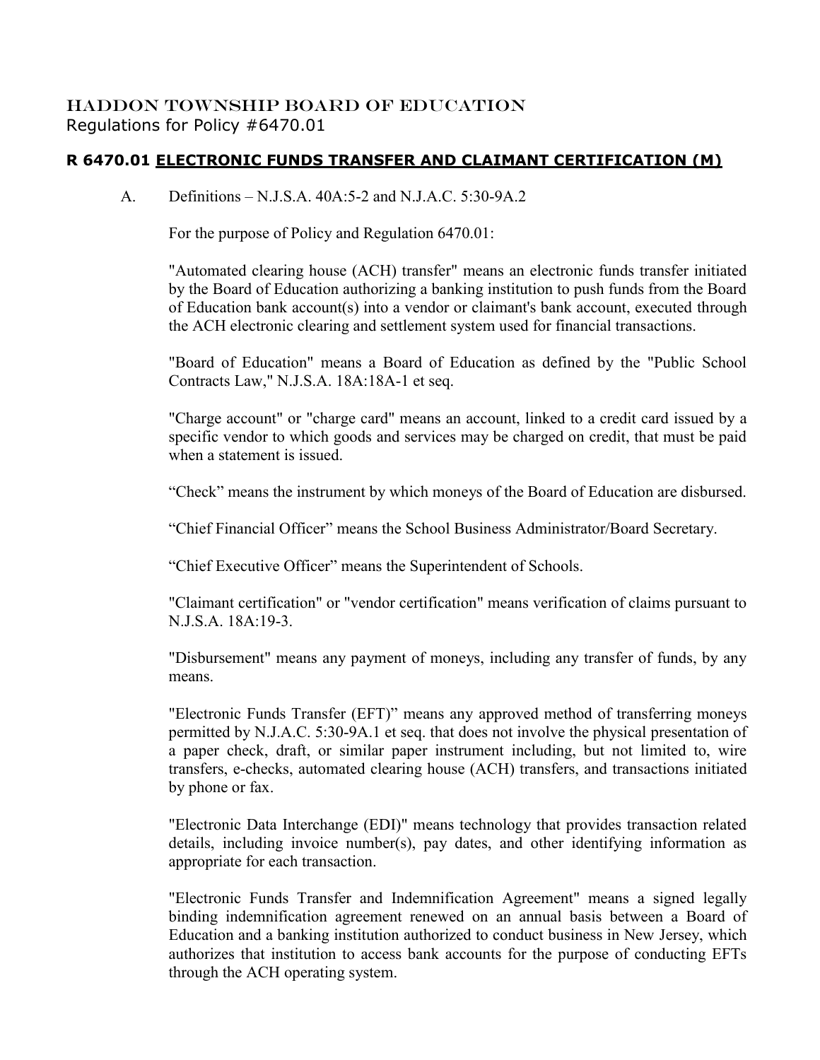# HADDON TOWNSHIP BOARD OF EDUCATION

Regulations for Policy #6470.01

## R 6470.01 ELECTRONIC FUNDS TRANSFER AND CLAIMANT CERTIFICATION (M)

A. Definitions – N.J.S.A. 40A:5-2 and N.J.A.C. 5:30-9A.2

For the purpose of Policy and Regulation 6470.01:

"Automated clearing house (ACH) transfer" means an electronic funds transfer initiated by the Board of Education authorizing a banking institution to push funds from the Board of Education bank account(s) into a vendor or claimant's bank account, executed through the ACH electronic clearing and settlement system used for financial transactions.

"Board of Education" means a Board of Education as defined by the "Public School Contracts Law," N.J.S.A. 18A:18A-1 et seq.

"Charge account" or "charge card" means an account, linked to a credit card issued by a specific vendor to which goods and services may be charged on credit, that must be paid when a statement is issued.

"Check" means the instrument by which moneys of the Board of Education are disbursed.

"Chief Financial Officer" means the School Business Administrator/Board Secretary.

"Chief Executive Officer" means the Superintendent of Schools.

"Claimant certification" or "vendor certification" means verification of claims pursuant to N.J.S.A. 18A:19-3.

"Disbursement" means any payment of moneys, including any transfer of funds, by any means.

"Electronic Funds Transfer (EFT)" means any approved method of transferring moneys permitted by N.J.A.C. 5:30-9A.1 et seq. that does not involve the physical presentation of a paper check, draft, or similar paper instrument including, but not limited to, wire transfers, e-checks, automated clearing house (ACH) transfers, and transactions initiated by phone or fax.

"Electronic Data Interchange (EDI)" means technology that provides transaction related details, including invoice number(s), pay dates, and other identifying information as appropriate for each transaction.

"Electronic Funds Transfer and Indemnification Agreement" means a signed legally binding indemnification agreement renewed on an annual basis between a Board of Education and a banking institution authorized to conduct business in New Jersey, which authorizes that institution to access bank accounts for the purpose of conducting EFTs through the ACH operating system.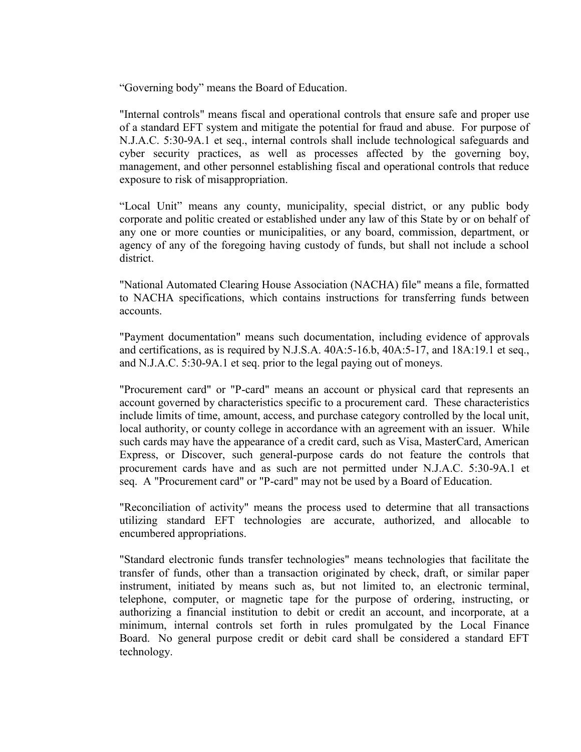“Governing body” means the Board of Education.

"Internal controls" means fiscal and operational controls that ensure safe and proper use of a standard EFT system and mitigate the potential for fraud and abuse. For purpose of N.J.A.C. 5:30-9A.1 et seq., internal controls shall include technological safeguards and cyber security practices, as well as processes affected by the governing boy, management, and other personnel establishing fiscal and operational controls that reduce exposure to risk of misappropriation.

“Local Unit” means any county, municipality, special district, or any public body corporate and politic created or established under any law of this State by or on behalf of any one or more counties or municipalities, or any board, commission, department, or agency of any of the foregoing having custody of funds, but shall not include a school district.

"National Automated Clearing House Association (NACHA) file" means a file, formatted to NACHA specifications, which contains instructions for transferring funds between accounts.

"Payment documentation" means such documentation, including evidence of approvals and certifications, as is required by N.J.S.A. 40A:5-16.b, 40A:5-17, and 18A:19.1 et seq., and N.J.A.C. 5:30-9A.1 et seq. prior to the legal paying out of moneys.

"Procurement card" or "P-card" means an account or physical card that represents an account governed by characteristics specific to a procurement card. These characteristics include limits of time, amount, access, and purchase category controlled by the local unit, local authority, or county college in accordance with an agreement with an issuer. While such cards may have the appearance of a credit card, such as Visa, MasterCard, American Express, or Discover, such general-purpose cards do not feature the controls that procurement cards have and as such are not permitted under N.J.A.C. 5:30-9A.1 et seq. A "Procurement card" or "P-card" may not be used by a Board of Education.

"Reconciliation of activity" means the process used to determine that all transactions utilizing standard EFT technologies are accurate, authorized, and allocable to encumbered appropriations.

"Standard electronic funds transfer technologies" means technologies that facilitate the transfer of funds, other than a transaction originated by check, draft, or similar paper instrument, initiated by means such as, but not limited to, an electronic terminal, telephone, computer, or magnetic tape for the purpose of ordering, instructing, or authorizing a financial institution to debit or credit an account, and incorporate, at a minimum, internal controls set forth in rules promulgated by the Local Finance Board. No general purpose credit or debit card shall be considered a standard EFT technology.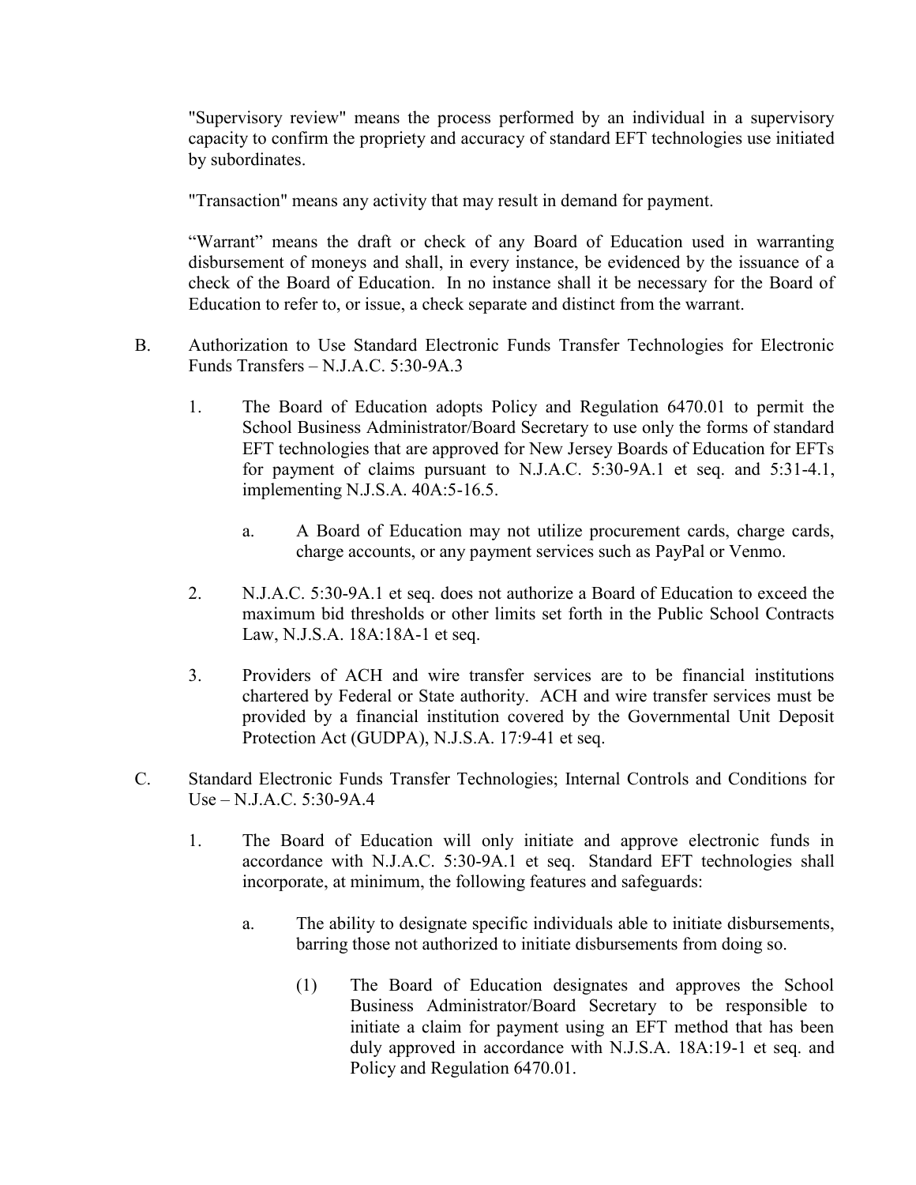"Supervisory review" means the process performed by an individual in a supervisory capacity to confirm the propriety and accuracy of standard EFT technologies use initiated by subordinates.

"Transaction" means any activity that may result in demand for payment.

“Warrant” means the draft or check of any Board of Education used in warranting disbursement of moneys and shall, in every instance, be evidenced by the issuance of a check of the Board of Education. In no instance shall it be necessary for the Board of Education to refer to, or issue, a check separate and distinct from the warrant.

B. Authorization to Use Standard Electronic Funds Transfer Technologies for Electronic Funds Transfers – N.J.A.C. 5:30-9A.3

1. The Board of Education adopts Policy and Regulation 6470.01 to permit the School Business Administrator/Board Secretary to use only the forms of standard EFT technologies that are approved for New Jersey Boards of Education for EFTs for payment of claims pursuant to N.J.A.C. 5:30-9A.1 et seq. and 5:31-4.1, implementing N.J.S.A. 40A:5-16.5.

   a. A Board of Education may not utilize procurement cards, charge cards, charge accounts, or any payment services such as PayPal or Venmo.

2. N.J.A.C. 5:30-9A.1 et seq. does not authorize a Board of Education to exceed the maximum bid thresholds or other limits set forth in the Public School Contracts Law, N.J.S.A. 18A:18A-1 et seq.

3. Providers of ACH and wire transfer services are to be financial institutions chartered by Federal or State authority. ACH and wire transfer services must be provided by a financial institution covered by the Governmental Unit Deposit Protection Act (GUDPA), N.J.S.A. 17:9-41 et seq.

C. Standard Electronic Funds Transfer Technologies; Internal Controls and Conditions for Use – N.J.A.C. 5:30-9A.4

1. The Board of Education will only initiate and approve electronic funds in accordance with N.J.A.C. 5:30-9A.1 et seq. Standard EFT technologies shall incorporate, at minimum, the following features and safeguards:

   a. The ability to designate specific individuals able to initiate disbursements, barring those not authorized to initiate disbursements from doing so.

      (1) The Board of Education designates and approves the School Business Administrator/Board Secretary to be responsible to initiate a claim for payment using an EFT method that has been duly approved in accordance with N.J.S.A. 18A:19-1 et seq. and Policy and Regulation 6470.01.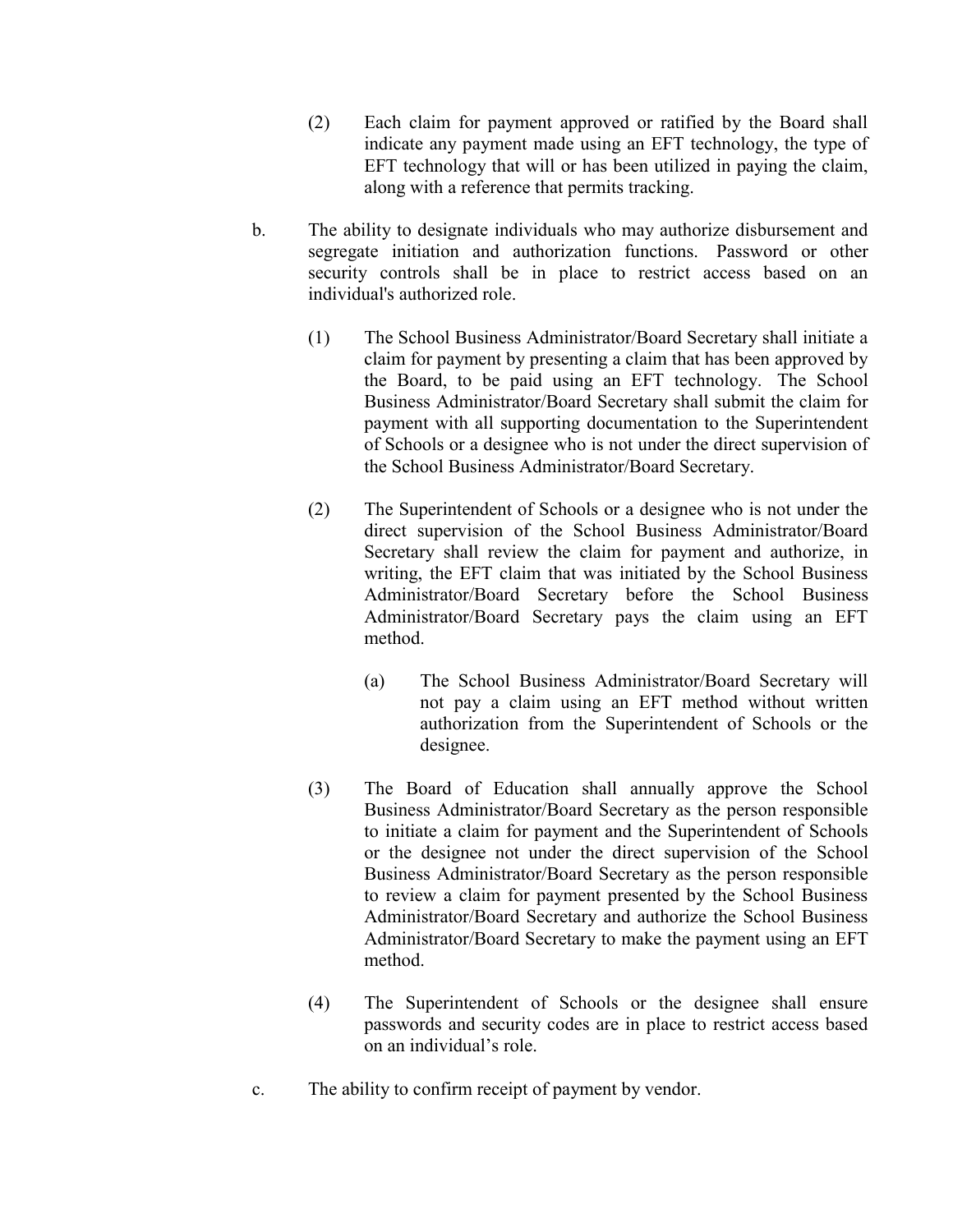(2) Each claim for payment approved or ratified by the Board shall indicate any payment made using an EFT technology, the type of EFT technology that will or has been utilized in paying the claim, along with a reference that permits tracking.

b. The ability to designate individuals who may authorize disbursement and segregate initiation and authorization functions. Password or other security controls shall be in place to restrict access based on an individual's authorized role.

   (1) The School Business Administrator/Board Secretary shall initiate a claim for payment by presenting a claim that has been approved by the Board, to be paid using an EFT technology. The School Business Administrator/Board Secretary shall submit the claim for payment with all supporting documentation to the Superintendent of Schools or a designee who is not under the direct supervision of the School Business Administrator/Board Secretary.

   (2) The Superintendent of Schools or a designee who is not under the direct supervision of the School Business Administrator/Board Secretary shall review the claim for payment and authorize, in writing, the EFT claim that was initiated by the School Business Administrator/Board Secretary before the School Business Administrator/Board Secretary pays the claim using an EFT method.

      (a) The School Business Administrator/Board Secretary will not pay a claim using an EFT method without written authorization from the Superintendent of Schools or the designee.

   (3) The Board of Education shall annually approve the School Business Administrator/Board Secretary as the person responsible to initiate a claim for payment and the Superintendent of Schools or the designee not under the direct supervision of the School Business Administrator/Board Secretary as the person responsible to review a claim for payment presented by the School Business Administrator/Board Secretary and authorize the School Business Administrator/Board Secretary to make the payment using an EFT method.

   (4) The Superintendent of Schools or the designee shall ensure passwords and security codes are in place to restrict access based on an individual's role.

c. The ability to confirm receipt of payment by vendor.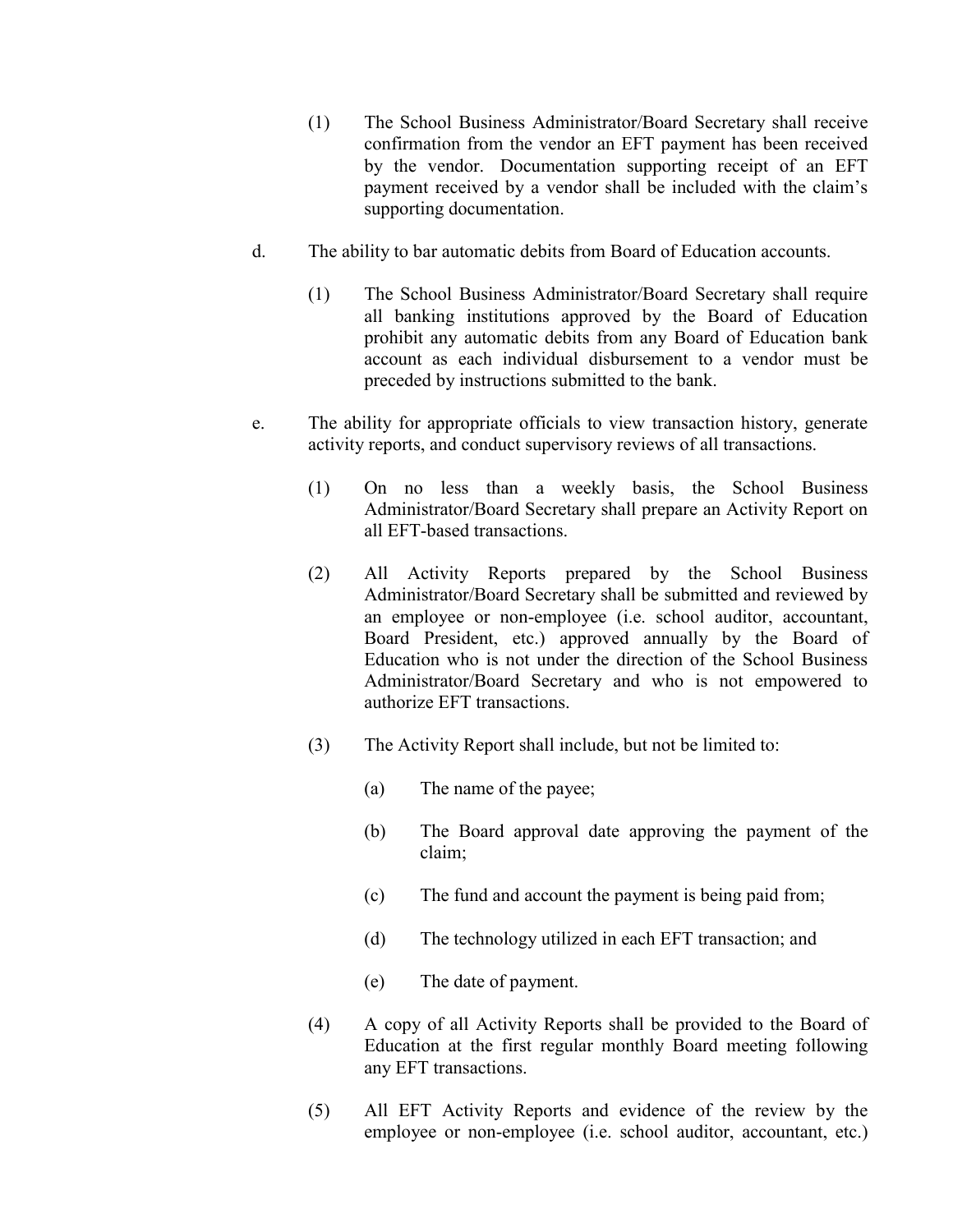(1) The School Business Administrator/Board Secretary shall receive confirmation from the vendor an EFT payment has been received by the vendor. Documentation supporting receipt of an EFT payment received by a vendor shall be included with the claim's supporting documentation.

d. The ability to bar automatic debits from Board of Education accounts.

(1) The School Business Administrator/Board Secretary shall require all banking institutions approved by the Board of Education prohibit any automatic debits from any Board of Education bank account as each individual disbursement to a vendor must be preceded by instructions submitted to the bank.

e. The ability for appropriate officials to view transaction history, generate activity reports, and conduct supervisory reviews of all transactions.

(1) On no less than a weekly basis, the School Business Administrator/Board Secretary shall prepare an Activity Report on all EFT-based transactions.

(2) All Activity Reports prepared by the School Business Administrator/Board Secretary shall be submitted and reviewed by an employee or non-employee (i.e. school auditor, accountant, Board President, etc.) approved annually by the Board of Education who is not under the direction of the School Business Administrator/Board Secretary and who is not empowered to authorize EFT transactions.

(3) The Activity Report shall include, but not be limited to:

(a) The name of the payee;

(b) The Board approval date approving the payment of the claim;

(c) The fund and account the payment is being paid from;

(d) The technology utilized in each EFT transaction; and

(e) The date of payment.

(4) A copy of all Activity Reports shall be provided to the Board of Education at the first regular monthly Board meeting following any EFT transactions.

(5) All EFT Activity Reports and evidence of the review by the employee or non-employee (i.e. school auditor, accountant, etc.)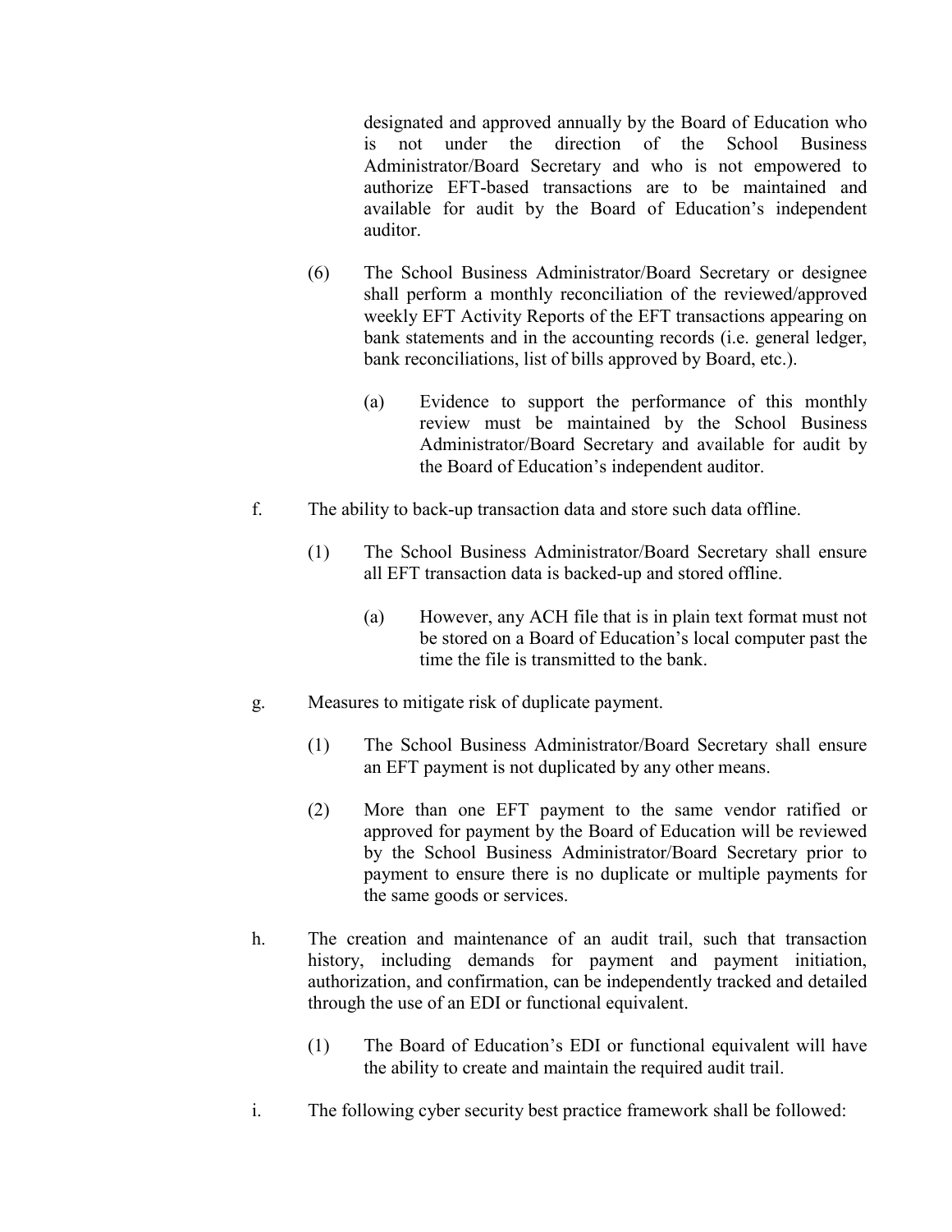designated and approved annually by the Board of Education who is not under the direction of the School Business Administrator/Board Secretary and who is not empowered to authorize EFT-based transactions are to be maintained and available for audit by the Board of Education's independent auditor.

(6) The School Business Administrator/Board Secretary or designee shall perform a monthly reconciliation of the reviewed/approved weekly EFT Activity Reports of the EFT transactions appearing on bank statements and in the accounting records (i.e. general ledger, bank reconciliations, list of bills approved by Board, etc.).

(a) Evidence to support the performance of this monthly review must be maintained by the School Business Administrator/Board Secretary and available for audit by the Board of Education's independent auditor.

f. The ability to back-up transaction data and store such data offline.

(1) The School Business Administrator/Board Secretary shall ensure all EFT transaction data is backed-up and stored offline.

(a) However, any ACH file that is in plain text format must not be stored on a Board of Education's local computer past the time the file is transmitted to the bank.

g. Measures to mitigate risk of duplicate payment.

(1) The School Business Administrator/Board Secretary shall ensure an EFT payment is not duplicated by any other means.

(2) More than one EFT payment to the same vendor ratified or approved for payment by the Board of Education will be reviewed by the School Business Administrator/Board Secretary prior to payment to ensure there is no duplicate or multiple payments for the same goods or services.

h. The creation and maintenance of an audit trail, such that transaction history, including demands for payment and payment initiation, authorization, and confirmation, can be independently tracked and detailed through the use of an EDI or functional equivalent.

(1) The Board of Education's EDI or functional equivalent will have the ability to create and maintain the required audit trail.

i. The following cyber security best practice framework shall be followed: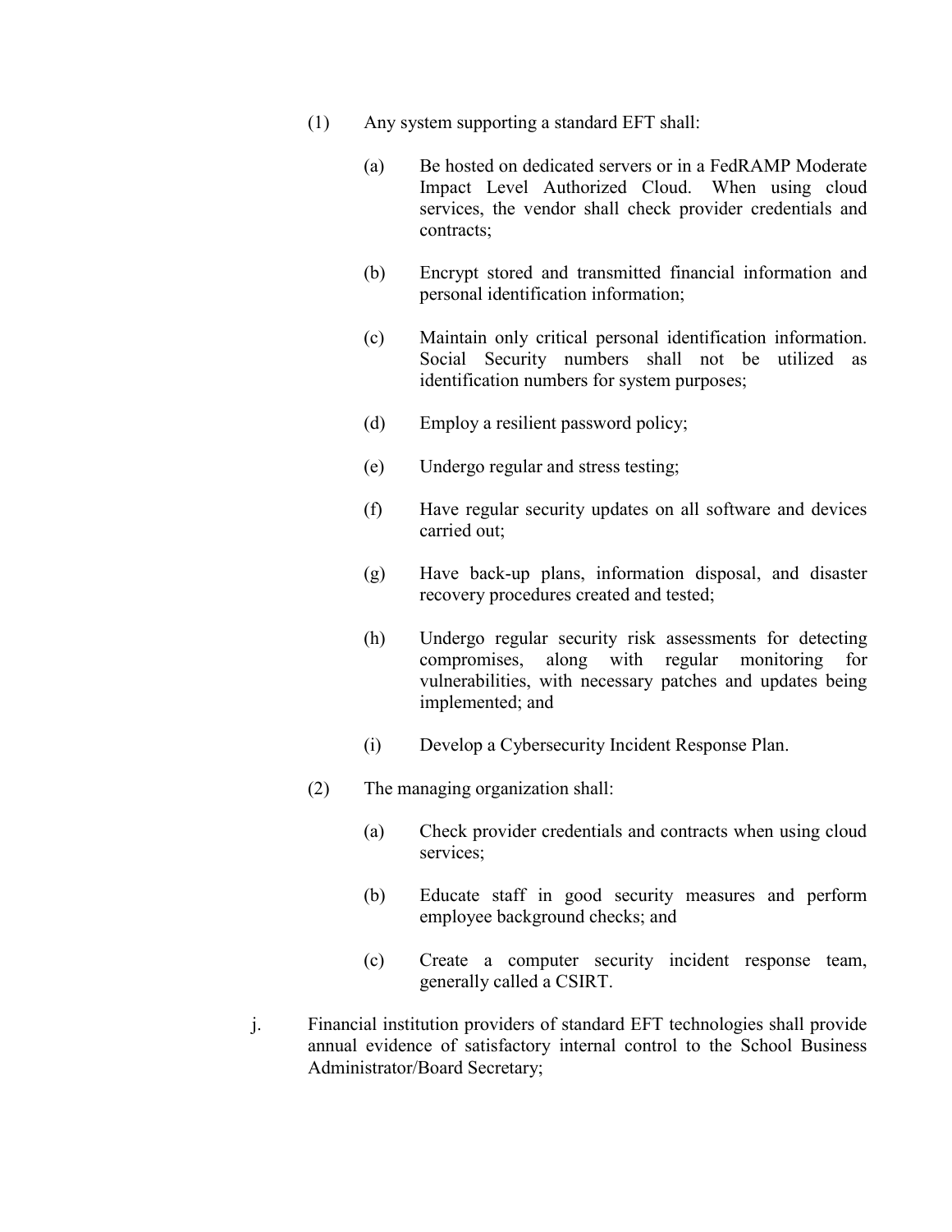(1) Any system supporting a standard EFT shall:

(a) Be hosted on dedicated servers or in a FedRAMP Moderate Impact Level Authorized Cloud. When using cloud services, the vendor shall check provider credentials and contracts;

(b) Encrypt stored and transmitted financial information and personal identification information;

(c) Maintain only critical personal identification information. Social Security numbers shall not be utilized as identification numbers for system purposes;

(d) Employ a resilient password policy;

(e) Undergo regular and stress testing;

(f) Have regular security updates on all software and devices carried out;

(g) Have back-up plans, information disposal, and disaster recovery procedures created and tested;

(h) Undergo regular security risk assessments for detecting compromises, along with regular monitoring for vulnerabilities, with necessary patches and updates being implemented; and

(i) Develop a Cybersecurity Incident Response Plan.

(2) The managing organization shall:

(a) Check provider credentials and contracts when using cloud services;

(b) Educate staff in good security measures and perform employee background checks; and

(c) Create a computer security incident response team, generally called a CSIRT.

j. Financial institution providers of standard EFT technologies shall provide annual evidence of satisfactory internal control to the School Business Administrator/Board Secretary;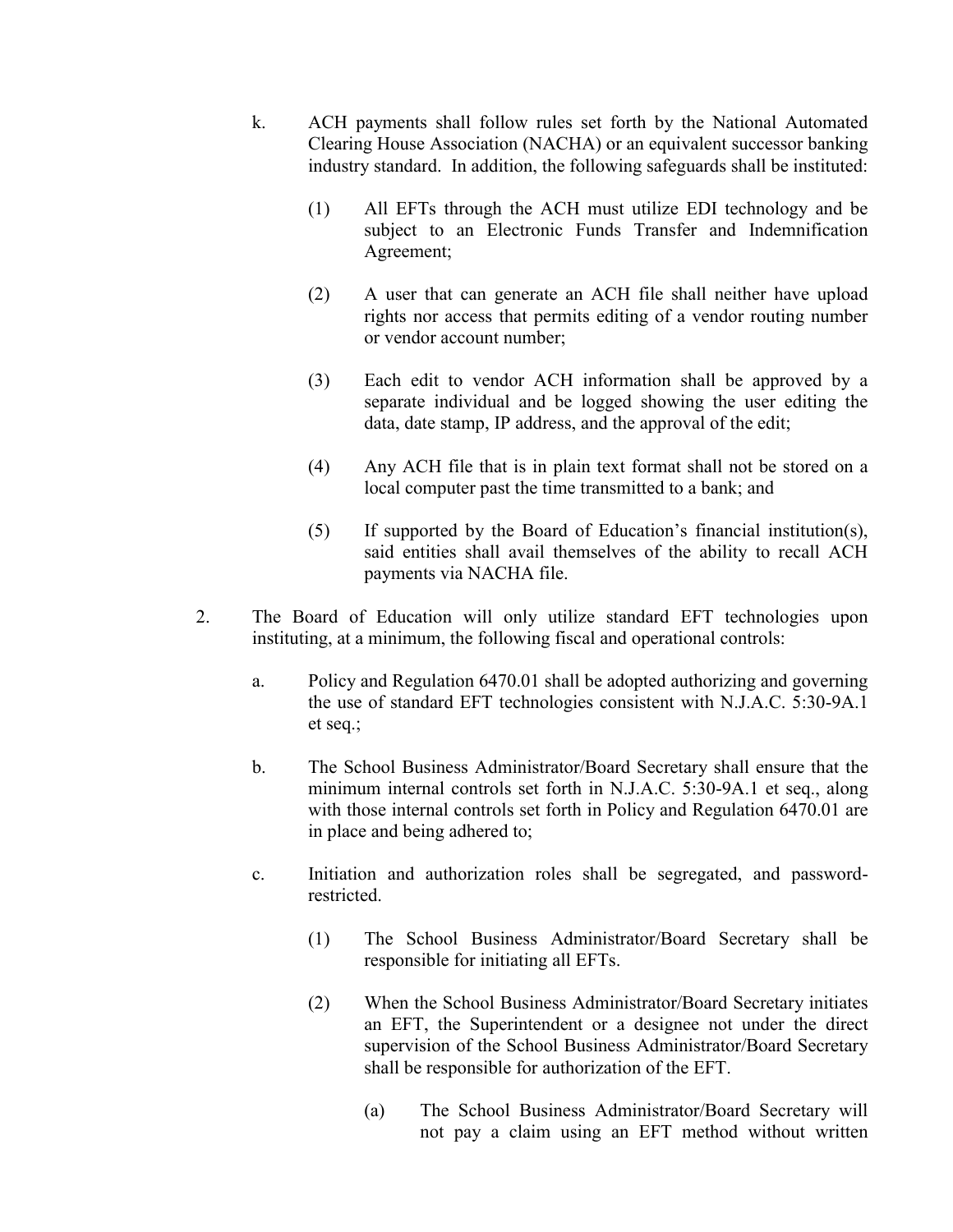k. ACH payments shall follow rules set forth by the National Automated Clearing House Association (NACHA) or an equivalent successor banking industry standard. In addition, the following safeguards shall be instituted:

   (1) All EFTs through the ACH must utilize EDI technology and be subject to an Electronic Funds Transfer and Indemnification Agreement;

   (2) A user that can generate an ACH file shall neither have upload rights nor access that permits editing of a vendor routing number or vendor account number;

   (3) Each edit to vendor ACH information shall be approved by a separate individual and be logged showing the user editing the data, date stamp, IP address, and the approval of the edit;

   (4) Any ACH file that is in plain text format shall not be stored on a local computer past the time transmitted to a bank; and

   (5) If supported by the Board of Education's financial institution(s), said entities shall avail themselves of the ability to recall ACH payments via NACHA file.

2. The Board of Education will only utilize standard EFT technologies upon instituting, at a minimum, the following fiscal and operational controls:

   a. Policy and Regulation 6470.01 shall be adopted authorizing and governing the use of standard EFT technologies consistent with N.J.A.C. 5:30-9A.1 et seq.;

   b. The School Business Administrator/Board Secretary shall ensure that the minimum internal controls set forth in N.J.A.C. 5:30-9A.1 et seq., along with those internal controls set forth in Policy and Regulation 6470.01 are in place and being adhered to;

   c. Initiation and authorization roles shall be segregated, and password-restricted.

      (1) The School Business Administrator/Board Secretary shall be responsible for initiating all EFTs.

      (2) When the School Business Administrator/Board Secretary initiates an EFT, the Superintendent or a designee not under the direct supervision of the School Business Administrator/Board Secretary shall be responsible for authorization of the EFT.

         (a) The School Business Administrator/Board Secretary will not pay a claim using an EFT method without written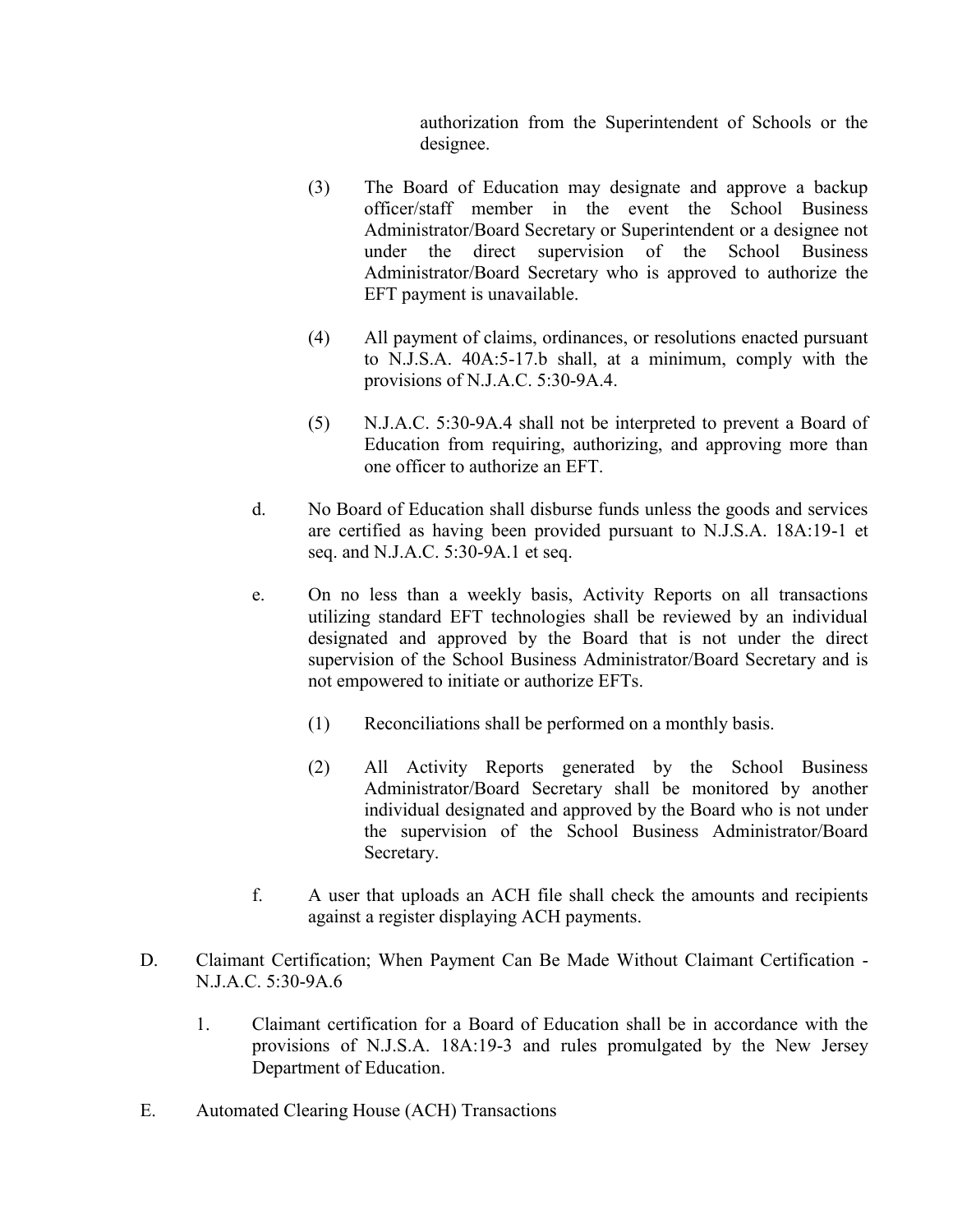authorization from the Superintendent of Schools or the designee.

(3) The Board of Education may designate and approve a backup officer/staff member in the event the School Business Administrator/Board Secretary or Superintendent or a designee not under the direct supervision of the School Business Administrator/Board Secretary who is approved to authorize the EFT payment is unavailable.

(4) All payment of claims, ordinances, or resolutions enacted pursuant to N.J.S.A. 40A:5-17.b shall, at a minimum, comply with the provisions of N.J.A.C. 5:30-9A.4.

(5) N.J.A.C. 5:30-9A.4 shall not be interpreted to prevent a Board of Education from requiring, authorizing, and approving more than one officer to authorize an EFT.

d. No Board of Education shall disburse funds unless the goods and services are certified as having been provided pursuant to N.J.S.A. 18A:19-1 et seq. and N.J.A.C. 5:30-9A.1 et seq.

e. On no less than a weekly basis, Activity Reports on all transactions utilizing standard EFT technologies shall be reviewed by an individual designated and approved by the Board that is not under the direct supervision of the School Business Administrator/Board Secretary and is not empowered to initiate or authorize EFTs.

(1) Reconciliations shall be performed on a monthly basis.

(2) All Activity Reports generated by the School Business Administrator/Board Secretary shall be monitored by another individual designated and approved by the Board who is not under the supervision of the School Business Administrator/Board Secretary.

f. A user that uploads an ACH file shall check the amounts and recipients against a register displaying ACH payments.

D. Claimant Certification; When Payment Can Be Made Without Claimant Certification - N.J.A.C. 5:30-9A.6

1. Claimant certification for a Board of Education shall be in accordance with the provisions of N.J.S.A. 18A:19-3 and rules promulgated by the New Jersey Department of Education.

E. Automated Clearing House (ACH) Transactions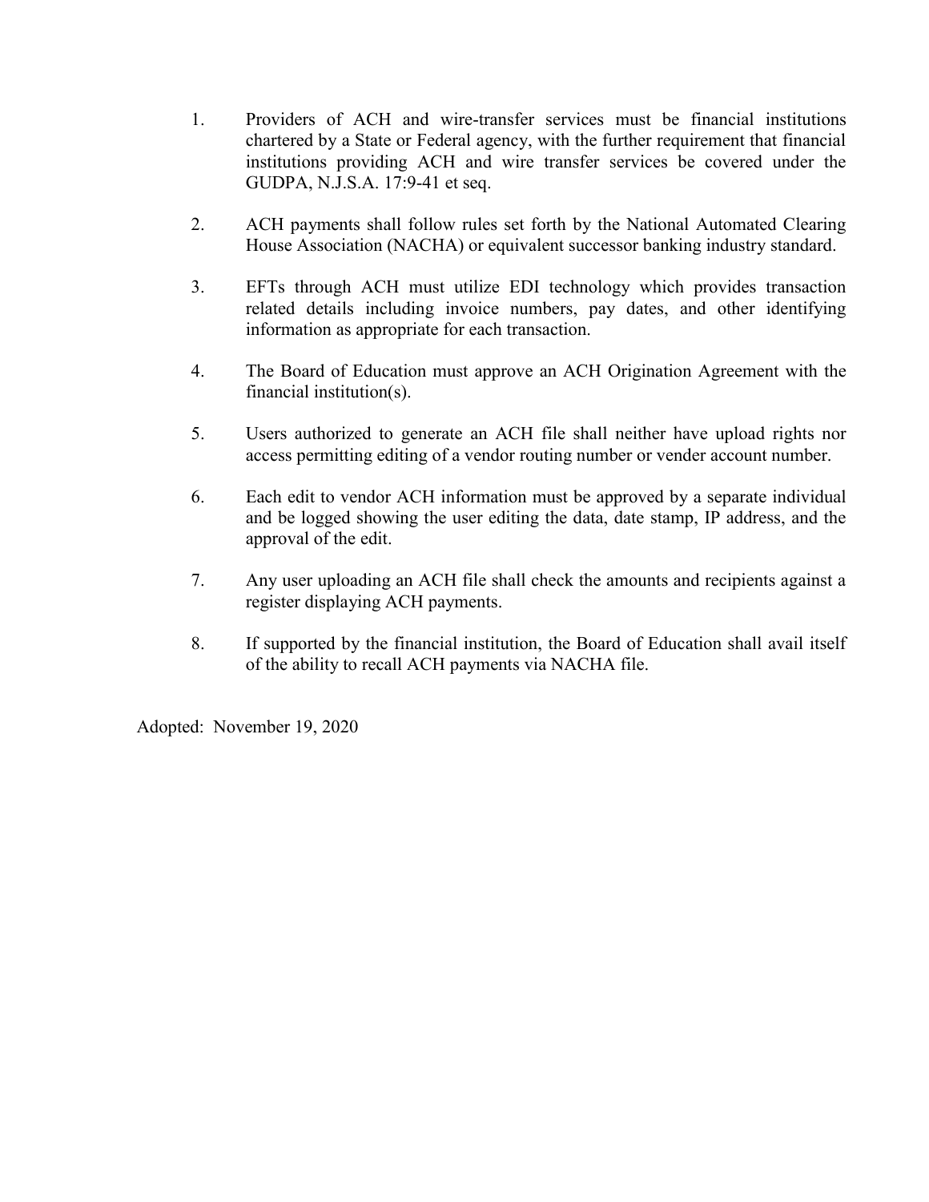1. Providers of ACH and wire-transfer services must be financial institutions chartered by a State or Federal agency, with the further requirement that financial institutions providing ACH and wire transfer services be covered under the GUDPA, N.J.S.A. 17:9-41 et seq.

2. ACH payments shall follow rules set forth by the National Automated Clearing House Association (NACHA) or equivalent successor banking industry standard.

3. EFTs through ACH must utilize EDI technology which provides transaction related details including invoice numbers, pay dates, and other identifying information as appropriate for each transaction.

4. The Board of Education must approve an ACH Origination Agreement with the financial institution(s).

5. Users authorized to generate an ACH file shall neither have upload rights nor access permitting editing of a vendor routing number or vender account number.

6. Each edit to vendor ACH information must be approved by a separate individual and be logged showing the user editing the data, date stamp, IP address, and the approval of the edit.

7. Any user uploading an ACH file shall check the amounts and recipients against a register displaying ACH payments.

8. If supported by the financial institution, the Board of Education shall avail itself of the ability to recall ACH payments via NACHA file.

Adopted: November 19, 2020